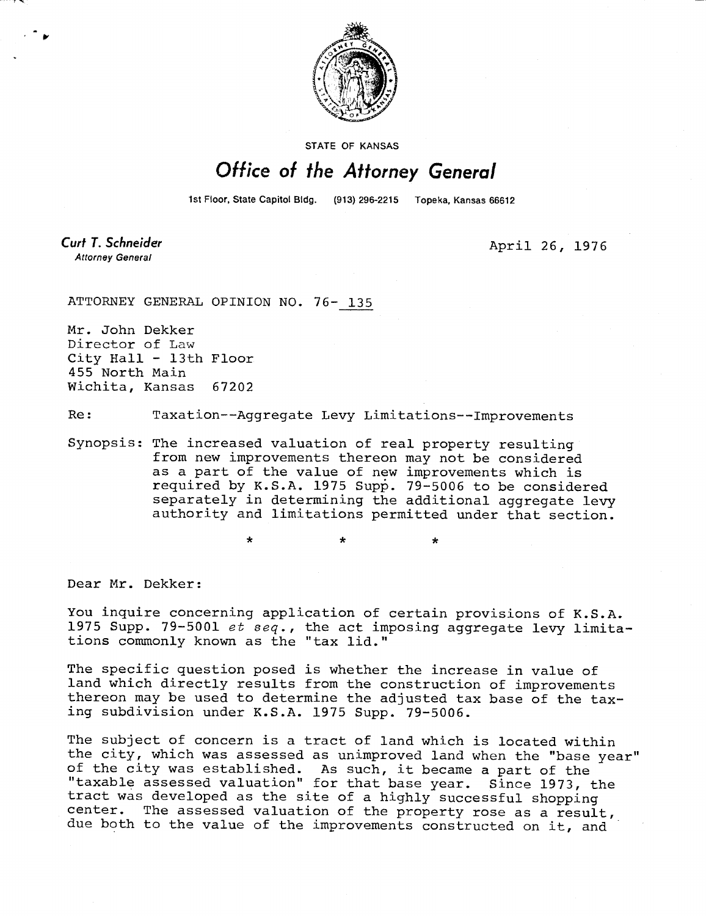STATE OF KANSAS

# Office of the Attorney General

1st Floor, State Capitol Bldg. (913) 296-2215 Topeka, Kansas 66612

**Curt T. Schneider**
*Attorney General*

April 26, 1976

ATTORNEY GENERAL OPINION NO. 76- 135

Mr. John Dekker
Director of Law
City Hall - 13th Floor
455 North Main
Wichita, Kansas 67202

Re: Taxation--Aggregate Levy Limitations--Improvements

Synopsis: The increased valuation of real property resulting from new improvements thereon may not be considered as a part of the value of new improvements which is required by K.S.A. 1975 Supp. 79-5006 to be considered separately in determining the additional aggregate levy authority and limitations permitted under that section.

\* \* \*

Dear Mr. Dekker:

You inquire concerning application of certain provisions of K.S.A. 1975 Supp. 79-5001 *et seq.*, the act imposing aggregate levy limitations commonly known as the "tax lid."

The specific question posed is whether the increase in value of land which directly results from the construction of improvements thereon may be used to determine the adjusted tax base of the taxing subdivision under K.S.A. 1975 Supp. 79-5006.

The subject of concern is a tract of land which is located within the city, which was assessed as unimproved land when the "base year" of the city was established. As such, it became a part of the "taxable assessed valuation" for that base year. Since 1973, the tract was developed as the site of a highly successful shopping center. The assessed valuation of the property rose as a result, due both to the value of the improvements constructed on it, and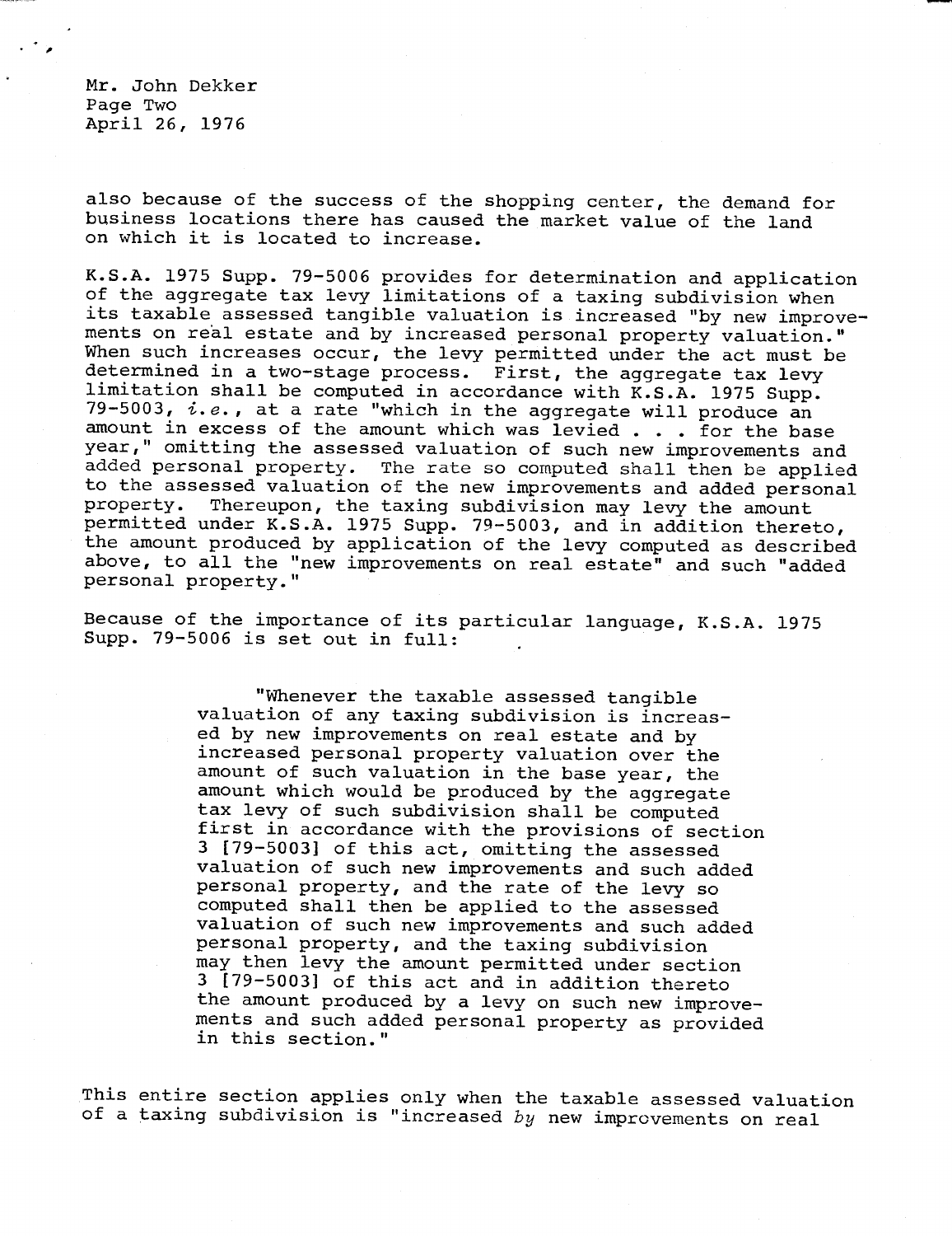also because of the success of the shopping center, the demand for business locations there has caused the market value of the land on which it is located to increase.

K.S.A. 1975 Supp. 79-5006 provides for determination and application of the aggregate tax levy limitations of a taxing subdivision when its taxable assessed tangible valuation is increased "by new improvements on real estate and by increased personal property valuation." When such increases occur, the levy permitted under the act must be determined in a two-stage process. First, the aggregate tax levy limitation shall be computed in accordance with K.S.A. 1975 Supp. 79-5003, *i.e.*, at a rate "which in the aggregate will produce an amount in excess of the amount which was levied . . . for the base year," omitting the assessed valuation of such new improvements and added personal property. The rate so computed shall then be applied to the assessed valuation of the new improvements and added personal property. Thereupon, the taxing subdivision may levy the amount permitted under K.S.A. 1975 Supp. 79-5003, and in addition thereto, the amount produced by application of the levy computed as described above, to all the "new improvements on real estate" and such "added personal property."

Because of the importance of its particular language, K.S.A. 1975 Supp. 79-5006 is set out in full:

> "Whenever the taxable assessed tangible valuation of any taxing subdivision is increased by new improvements on real estate and by increased personal property valuation over the amount of such valuation in the base year, the amount which would be produced by the aggregate tax levy of such subdivision shall be computed first in accordance with the provisions of section 3 [79-5003] of this act, omitting the assessed valuation of such new improvements and such added personal property, and the rate of the levy so computed shall then be applied to the assessed valuation of such new improvements and such added personal property, and the taxing subdivision may then levy the amount permitted under section 3 [79-5003] of this act and in addition thereto the amount produced by a levy on such new improvements and such added personal property as provided in this section."

This entire section applies only when the taxable assessed valuation of a taxing subdivision is "increased *by* new improvements on real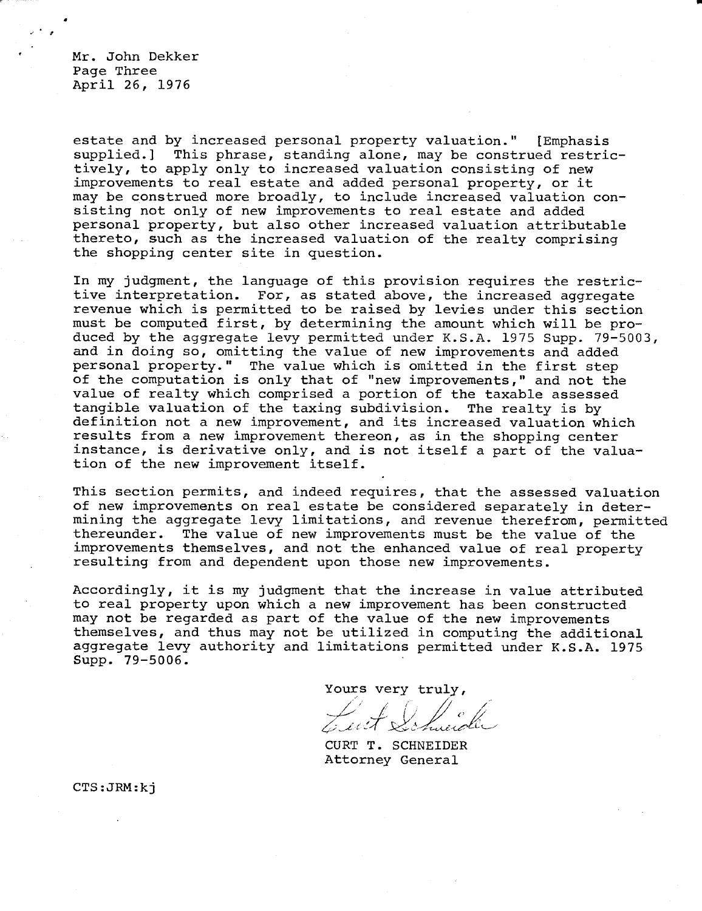estate and by increased personal property valuation." [Emphasis supplied.] This phrase, standing alone, may be construed restrictively, to apply only to increased valuation consisting of new improvements to real estate and added personal property, or it may be construed more broadly, to include increased valuation consisting not only of new improvements to real estate and added personal property, but also other increased valuation attributable thereto, such as the increased valuation of the realty comprising the shopping center site in question.

In my judgment, the language of this provision requires the restrictive interpretation. For, as stated above, the increased aggregate revenue which is permitted to be raised by levies under this section must be computed first, by determining the amount which will be produced by the aggregate levy permitted under K.S.A. 1975 Supp. 79-5003, and in doing so, omitting the value of new improvements and added personal property." The value which is omitted in the first step of the computation is only that of "new improvements," and not the value of realty which comprised a portion of the taxable assessed tangible valuation of the taxing subdivision. The realty is by definition not a new improvement, and its increased valuation which results from a new improvement thereon, as in the shopping center instance, is derivative only, and is not itself a part of the valuation of the new improvement itself.

This section permits, and indeed requires, that the assessed valuation of new improvements on real estate be considered separately in determining the aggregate levy limitations, and revenue therefrom, permitted thereunder. The value of new improvements must be the value of the improvements themselves, and not the enhanced value of real property resulting from and dependent upon those new improvements.

Accordingly, it is my judgment that the increase in value attributed to real property upon which a new improvement has been constructed may not be regarded as part of the value of the new improvements themselves, and thus may not be utilized in computing the additional aggregate levy authority and limitations permitted under K.S.A. 1975 Supp. 79-5006.

Yours very truly,

CURT T. SCHNEIDER
Attorney General

CTS:JRM:kj